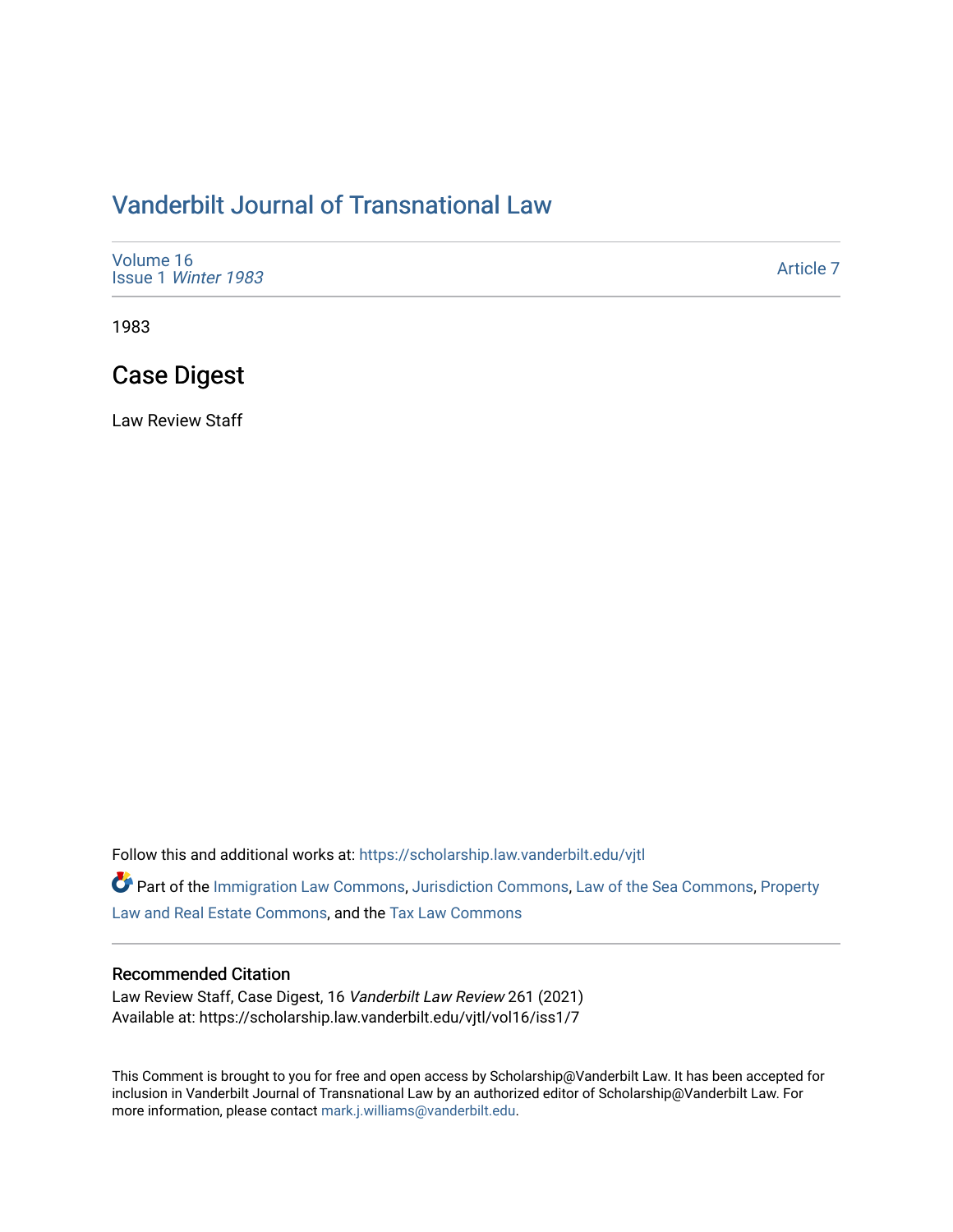# Vanderbilt Journal of Transnational Law

Volume 16
Issue 1 *Winter 1983*

Article 7

1983

## Case Digest

Law Review Staff

Follow this and additional works at: https://scholarship.law.vanderbilt.edu/vjtl

Part of the Immigration Law Commons, Jurisdiction Commons, Law of the Sea Commons, Property Law and Real Estate Commons, and the Tax Law Commons

### Recommended Citation

Law Review Staff, Case Digest, 16 *Vanderbilt Law Review* 261 (2021)
Available at: https://scholarship.law.vanderbilt.edu/vjtl/vol16/iss1/7

This Comment is brought to you for free and open access by Scholarship@Vanderbilt Law. It has been accepted for inclusion in Vanderbilt Journal of Transnational Law by an authorized editor of Scholarship@Vanderbilt Law. For more information, please contact mark.j.williams@vanderbilt.edu.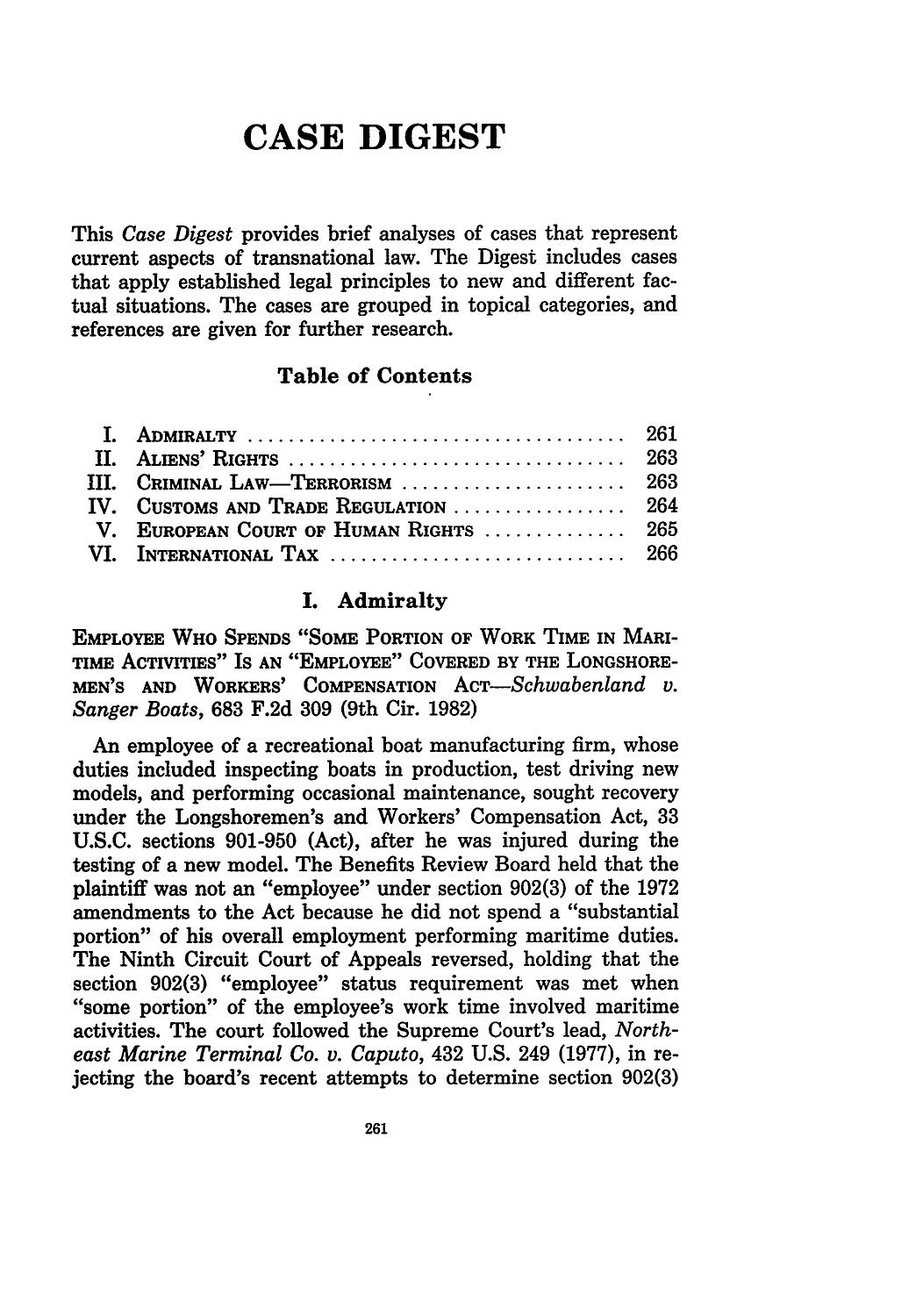# CASE DIGEST

This *Case Digest* provides brief analyses of cases that represent current aspects of transnational law. The Digest includes cases that apply established legal principles to new and different factual situations. The cases are grouped in topical categories, and references are given for further research.

## Table of Contents

| | | |
|---|---|---|
| I. | ADMIRALTY | 261 |
| II. | ALIENS' RIGHTS | 263 |
| III. | CRIMINAL LAW—TERRORISM | 263 |
| IV. | CUSTOMS AND TRADE REGULATION | 264 |
| V. | EUROPEAN COURT OF HUMAN RIGHTS | 265 |
| VI. | INTERNATIONAL TAX | 266 |

## I. Admiralty

EMPLOYEE WHO SPENDS "SOME PORTION OF WORK TIME IN MARITIME ACTIVITIES" IS AN "EMPLOYEE" COVERED BY THE LONGSHOREMEN'S AND WORKERS' COMPENSATION ACT—*Schwabenland v. Sanger Boats*, 683 F.2d 309 (9th Cir. 1982)

An employee of a recreational boat manufacturing firm, whose duties included inspecting boats in production, test driving new models, and performing occasional maintenance, sought recovery under the Longshoremen's and Workers' Compensation Act, 33 U.S.C. sections 901-950 (Act), after he was injured during the testing of a new model. The Benefits Review Board held that the plaintiff was not an "employee" under section 902(3) of the 1972 amendments to the Act because he did not spend a "substantial portion" of his overall employment performing maritime duties. The Ninth Circuit Court of Appeals reversed, holding that the section 902(3) "employee" status requirement was met when "some portion" of the employee's work time involved maritime activities. The court followed the Supreme Court's lead, *Northeast Marine Terminal Co. v. Caputo*, 432 U.S. 249 (1977), in rejecting the board's recent attempts to determine section 902(3)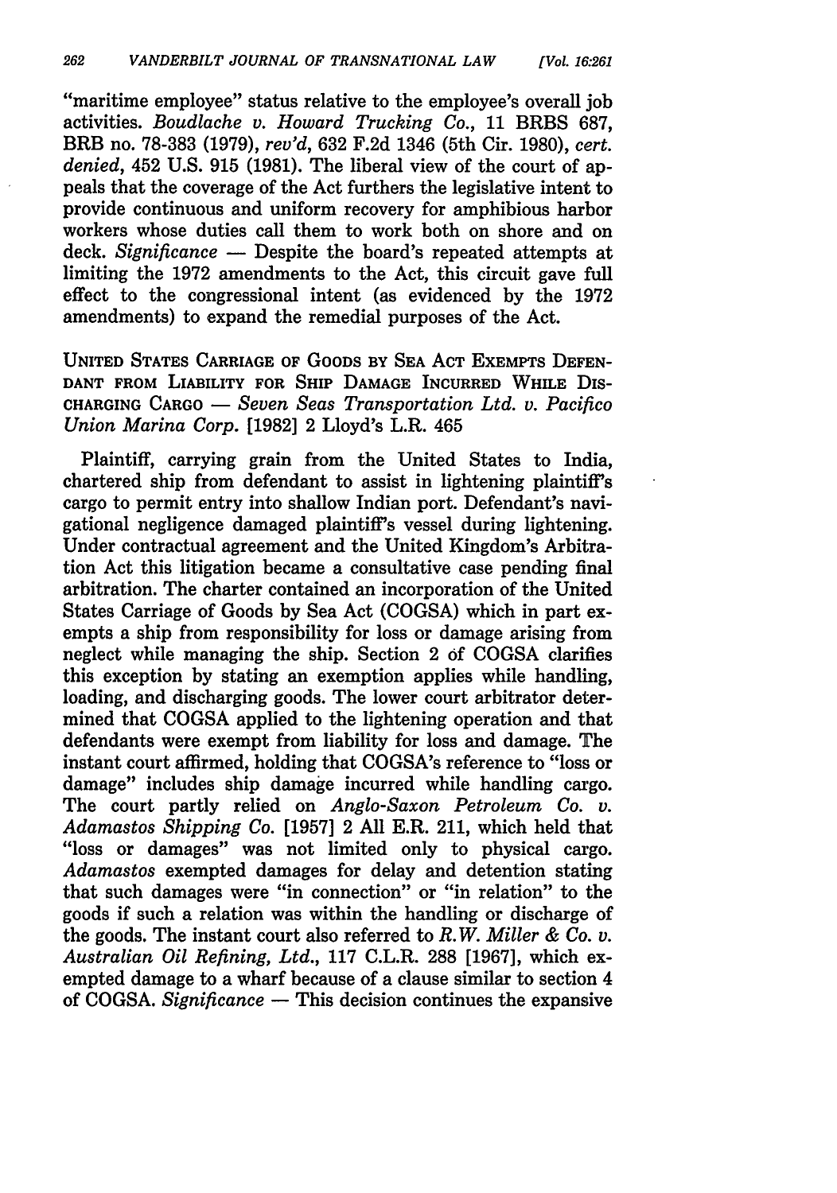"maritime employee" status relative to the employee's overall job activities. *Boudlache v. Howard Trucking Co.*, 11 BRBS 687, BRB no. 78-383 (1979), *rev'd*, 632 F.2d 1346 (5th Cir. 1980), *cert. denied*, 452 U.S. 915 (1981). The liberal view of the court of appeals that the coverage of the Act furthers the legislative intent to provide continuous and uniform recovery for amphibious harbor workers whose duties call them to work both on shore and on deck. *Significance* — Despite the board's repeated attempts at limiting the 1972 amendments to the Act, this circuit gave full effect to the congressional intent (as evidenced by the 1972 amendments) to expand the remedial purposes of the Act.

UNITED STATES CARRIAGE OF GOODS BY SEA ACT EXEMPTS DEFENDANT FROM LIABILITY FOR SHIP DAMAGE INCURRED WHILE DISCHARGING CARGO — *Seven Seas Transportation Ltd. v. Pacifico Union Marina Corp.* [1982] 2 Lloyd's L.R. 465

Plaintiff, carrying grain from the United States to India, chartered ship from defendant to assist in lightening plaintiff's cargo to permit entry into shallow Indian port. Defendant's navigational negligence damaged plaintiff's vessel during lightening. Under contractual agreement and the United Kingdom's Arbitration Act this litigation became a consultative case pending final arbitration. The charter contained an incorporation of the United States Carriage of Goods by Sea Act (COGSA) which in part exempts a ship from responsibility for loss or damage arising from neglect while managing the ship. Section 2 of COGSA clarifies this exception by stating an exemption applies while handling, loading, and discharging goods. The lower court arbitrator determined that COGSA applied to the lightening operation and that defendants were exempt from liability for loss and damage. The instant court affirmed, holding that COGSA's reference to "loss or damage" includes ship damage incurred while handling cargo. The court partly relied on *Anglo-Saxon Petroleum Co. v. Adamastos Shipping Co.* [1957] 2 All E.R. 211, which held that "loss or damages" was not limited only to physical cargo. *Adamastos* exempted damages for delay and detention stating that such damages were "in connection" or "in relation" to the goods if such a relation was within the handling or discharge of the goods. The instant court also referred to *R.W. Miller & Co. v. Australian Oil Refining, Ltd.*, 117 C.L.R. 288 [1967], which exempted damage to a wharf because of a clause similar to section 4 of COGSA. *Significance* — This decision continues the expansive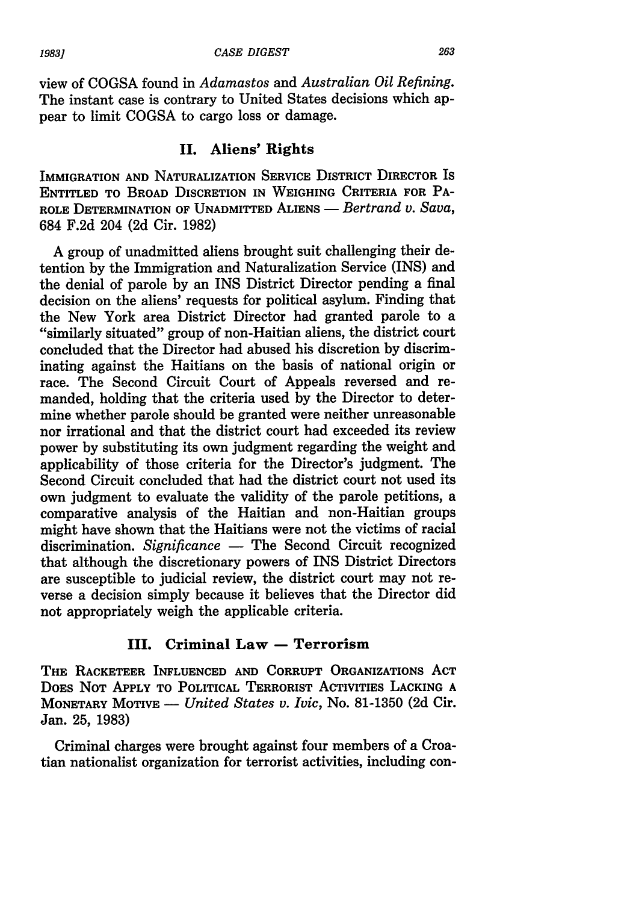view of COGSA found in *Adamastos* and *Australian Oil Refining*. The instant case is contrary to United States decisions which appear to limit COGSA to cargo loss or damage.

## II. Aliens' Rights

IMMIGRATION AND NATURALIZATION SERVICE DISTRICT DIRECTOR IS ENTITLED TO BROAD DISCRETION IN WEIGHING CRITERIA FOR PAROLE DETERMINATION OF UNADMITTED ALIENS — *Bertrand v. Sava*, 684 F.2d 204 (2d Cir. 1982)

A group of unadmitted aliens brought suit challenging their detention by the Immigration and Naturalization Service (INS) and the denial of parole by an INS District Director pending a final decision on the aliens' requests for political asylum. Finding that the New York area District Director had granted parole to a "similarly situated" group of non-Haitian aliens, the district court concluded that the Director had abused his discretion by discriminating against the Haitians on the basis of national origin or race. The Second Circuit Court of Appeals reversed and remanded, holding that the criteria used by the Director to determine whether parole should be granted were neither unreasonable nor irrational and that the district court had exceeded its review power by substituting its own judgment regarding the weight and applicability of those criteria for the Director's judgment. The Second Circuit concluded that had the district court not used its own judgment to evaluate the validity of the parole petitions, a comparative analysis of the Haitian and non-Haitian groups might have shown that the Haitians were not the victims of racial discrimination. *Significance* — The Second Circuit recognized that although the discretionary powers of INS District Directors are susceptible to judicial review, the district court may not reverse a decision simply because it believes that the Director did not appropriately weigh the applicable criteria.

## III. Criminal Law — Terrorism

THE RACKETEER INFLUENCED AND CORRUPT ORGANIZATIONS ACT DOES NOT APPLY TO POLITICAL TERRORIST ACTIVITIES LACKING A MONETARY MOTIVE — *United States v. Ivic*, No. 81-1350 (2d Cir. Jan. 25, 1983)

Criminal charges were brought against four members of a Croatian nationalist organization for terrorist activities, including con-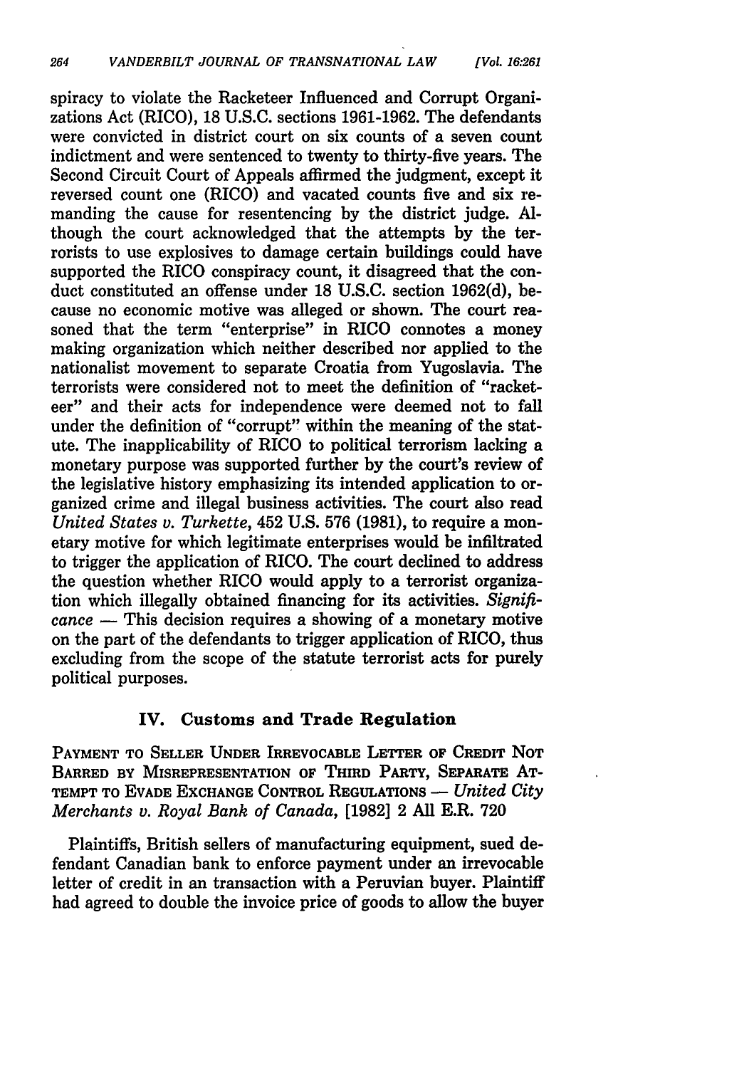spiracy to violate the Racketeer Influenced and Corrupt Organizations Act (RICO), 18 U.S.C. sections 1961-1962. The defendants were convicted in district court on six counts of a seven count indictment and were sentenced to twenty to thirty-five years. The Second Circuit Court of Appeals affirmed the judgment, except it reversed count one (RICO) and vacated counts five and six remanding the cause for resentencing by the district judge. Although the court acknowledged that the attempts by the terrorists to use explosives to damage certain buildings could have supported the RICO conspiracy count, it disagreed that the conduct constituted an offense under 18 U.S.C. section 1962(d), because no economic motive was alleged or shown. The court reasoned that the term "enterprise" in RICO connotes a money making organization which neither described nor applied to the nationalist movement to separate Croatia from Yugoslavia. The terrorists were considered not to meet the definition of "racketeer" and their acts for independence were deemed not to fall under the definition of "corrupt" within the meaning of the statute. The inapplicability of RICO to political terrorism lacking a monetary purpose was supported further by the court's review of the legislative history emphasizing its intended application to organized crime and illegal business activities. The court also read *United States v. Turkette*, 452 U.S. 576 (1981), to require a monetary motive for which legitimate enterprises would be infiltrated to trigger the application of RICO. The court declined to address the question whether RICO would apply to a terrorist organization which illegally obtained financing for its activities. *Significance* — This decision requires a showing of a monetary motive on the part of the defendants to trigger application of RICO, thus excluding from the scope of the statute terrorist acts for purely political purposes.

## IV. Customs and Trade Regulation

PAYMENT TO SELLER UNDER IRREVOCABLE LETTER OF CREDIT NOT BARRED BY MISREPRESENTATION OF THIRD PARTY, SEPARATE ATTEMPT TO EVADE EXCHANGE CONTROL REGULATIONS — *United City Merchants v. Royal Bank of Canada*, [1982] 2 All E.R. 720

Plaintiffs, British sellers of manufacturing equipment, sued defendant Canadian bank to enforce payment under an irrevocable letter of credit in an transaction with a Peruvian buyer. Plaintiff had agreed to double the invoice price of goods to allow the buyer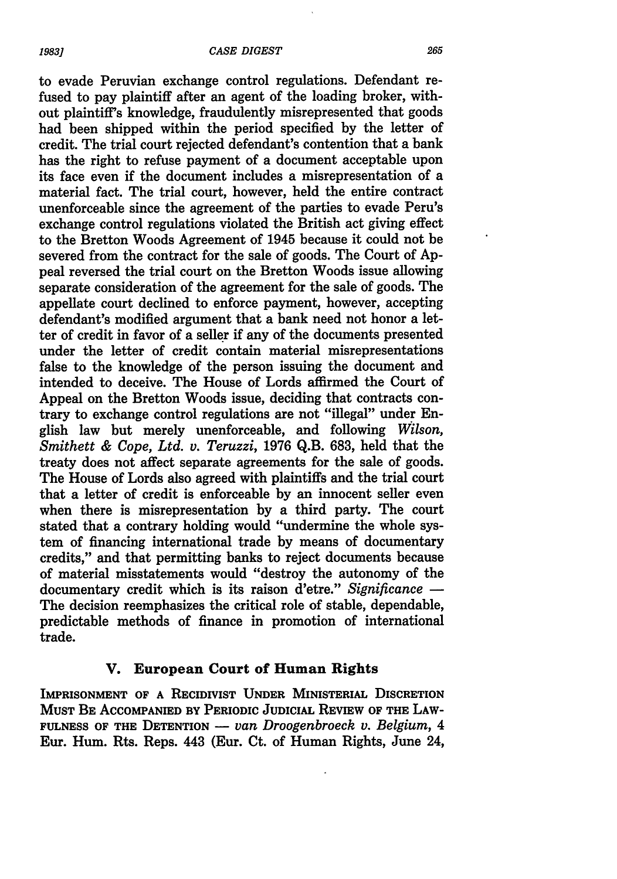to evade Peruvian exchange control regulations. Defendant refused to pay plaintiff after an agent of the loading broker, without plaintiff's knowledge, fraudulently misrepresented that goods had been shipped within the period specified by the letter of credit. The trial court rejected defendant's contention that a bank has the right to refuse payment of a document acceptable upon its face even if the document includes a misrepresentation of a material fact. The trial court, however, held the entire contract unenforceable since the agreement of the parties to evade Peru's exchange control regulations violated the British act giving effect to the Bretton Woods Agreement of 1945 because it could not be severed from the contract for the sale of goods. The Court of Appeal reversed the trial court on the Bretton Woods issue allowing separate consideration of the agreement for the sale of goods. The appellate court declined to enforce payment, however, accepting defendant's modified argument that a bank need not honor a letter of credit in favor of a seller if any of the documents presented under the letter of credit contain material misrepresentations false to the knowledge of the person issuing the document and intended to deceive. The House of Lords affirmed the Court of Appeal on the Bretton Woods issue, deciding that contracts contrary to exchange control regulations are not "illegal" under English law but merely unenforceable, and following *Wilson, Smithett & Cope, Ltd. v. Teruzzi*, 1976 Q.B. 683, held that the treaty does not affect separate agreements for the sale of goods. The House of Lords also agreed with plaintiffs and the trial court that a letter of credit is enforceable by an innocent seller even when there is misrepresentation by a third party. The court stated that a contrary holding would "undermine the whole system of financing international trade by means of documentary credits," and that permitting banks to reject documents because of material misstatements would "destroy the autonomy of the documentary credit which is its raison d'etre." *Significance* — The decision reemphasizes the critical role of stable, dependable, predictable methods of finance in promotion of international trade.

## V. European Court of Human Rights

IMPRISONMENT OF A RECIDIVIST UNDER MINISTERIAL DISCRETION MUST BE ACCOMPANIED BY PERIODIC JUDICIAL REVIEW OF THE LAWFULNESS OF THE DETENTION — *van Droogenbroeck v. Belgium*, 4 Eur. Hum. Rts. Reps. 443 (Eur. Ct. of Human Rights, June 24,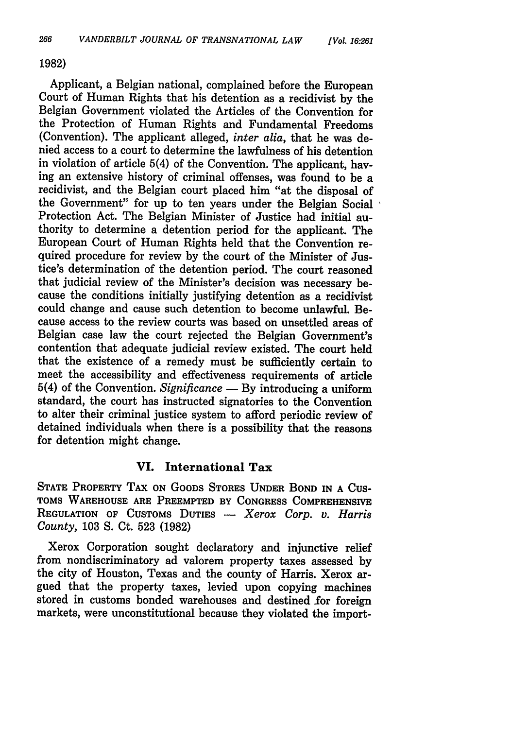1982)

Applicant, a Belgian national, complained before the European Court of Human Rights that his detention as a recidivist by the Belgian Government violated the Articles of the Convention for the Protection of Human Rights and Fundamental Freedoms (Convention). The applicant alleged, *inter alia*, that he was denied access to a court to determine the lawfulness of his detention in violation of article 5(4) of the Convention. The applicant, having an extensive history of criminal offenses, was found to be a recidivist, and the Belgian court placed him "at the disposal of the Government" for up to ten years under the Belgian Social Protection Act. The Belgian Minister of Justice had initial authority to determine a detention period for the applicant. The European Court of Human Rights held that the Convention required procedure for review by the court of the Minister of Justice's determination of the detention period. The court reasoned that judicial review of the Minister's decision was necessary because the conditions initially justifying detention as a recidivist could change and cause such detention to become unlawful. Because access to the review courts was based on unsettled areas of Belgian case law the court rejected the Belgian Government's contention that adequate judicial review existed. The court held that the existence of a remedy must be sufficiently certain to meet the accessibility and effectiveness requirements of article 5(4) of the Convention. *Significance* — By introducing a uniform standard, the court has instructed signatories to the Convention to alter their criminal justice system to afford periodic review of detained individuals when there is a possibility that the reasons for detention might change.

## VI. International Tax

STATE PROPERTY TAX ON GOODS STORES UNDER BOND IN A CUSTOMS WAREHOUSE ARE PREEMPTED BY CONGRESS COMPREHENSIVE REGULATION OF CUSTOMS DUTIES — *Xerox Corp. v. Harris County*, 103 S. Ct. 523 (1982)

Xerox Corporation sought declaratory and injunctive relief from nondiscriminatory ad valorem property taxes assessed by the city of Houston, Texas and the county of Harris. Xerox argued that the property taxes, levied upon copying machines stored in customs bonded warehouses and destined for foreign markets, were unconstitutional because they violated the import-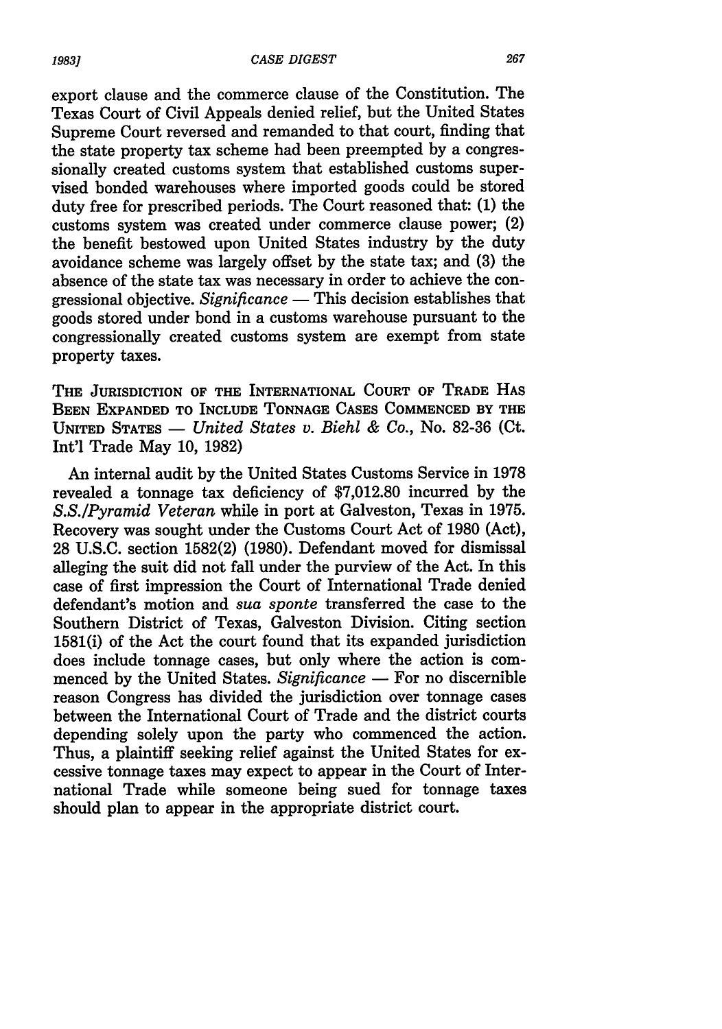export clause and the commerce clause of the Constitution. The Texas Court of Civil Appeals denied relief, but the United States Supreme Court reversed and remanded to that court, finding that the state property tax scheme had been preempted by a congressionally created customs system that established customs supervised bonded warehouses where imported goods could be stored duty free for prescribed periods. The Court reasoned that: (1) the customs system was created under commerce clause power; (2) the benefit bestowed upon United States industry by the duty avoidance scheme was largely offset by the state tax; and (3) the absence of the state tax was necessary in order to achieve the congressional objective. *Significance* — This decision establishes that goods stored under bond in a customs warehouse pursuant to the congressionally created customs system are exempt from state property taxes.

THE JURISDICTION OF THE INTERNATIONAL COURT OF TRADE HAS BEEN EXPANDED TO INCLUDE TONNAGE CASES COMMENCED BY THE UNITED STATES — *United States v. Biehl & Co.*, No. 82-36 (Ct. Int'l Trade May 10, 1982)

An internal audit by the United States Customs Service in 1978 revealed a tonnage tax deficiency of $7,012.80 incurred by the *S.S./Pyramid Veteran* while in port at Galveston, Texas in 1975. Recovery was sought under the Customs Court Act of 1980 (Act), 28 U.S.C. section 1582(2) (1980). Defendant moved for dismissal alleging the suit did not fall under the purview of the Act. In this case of first impression the Court of International Trade denied defendant's motion and *sua sponte* transferred the case to the Southern District of Texas, Galveston Division. Citing section 1581(i) of the Act the court found that its expanded jurisdiction does include tonnage cases, but only where the action is commenced by the United States. *Significance* — For no discernible reason Congress has divided the jurisdiction over tonnage cases between the International Court of Trade and the district courts depending solely upon the party who commenced the action. Thus, a plaintiff seeking relief against the United States for excessive tonnage taxes may expect to appear in the Court of International Trade while someone being sued for tonnage taxes should plan to appear in the appropriate district court.